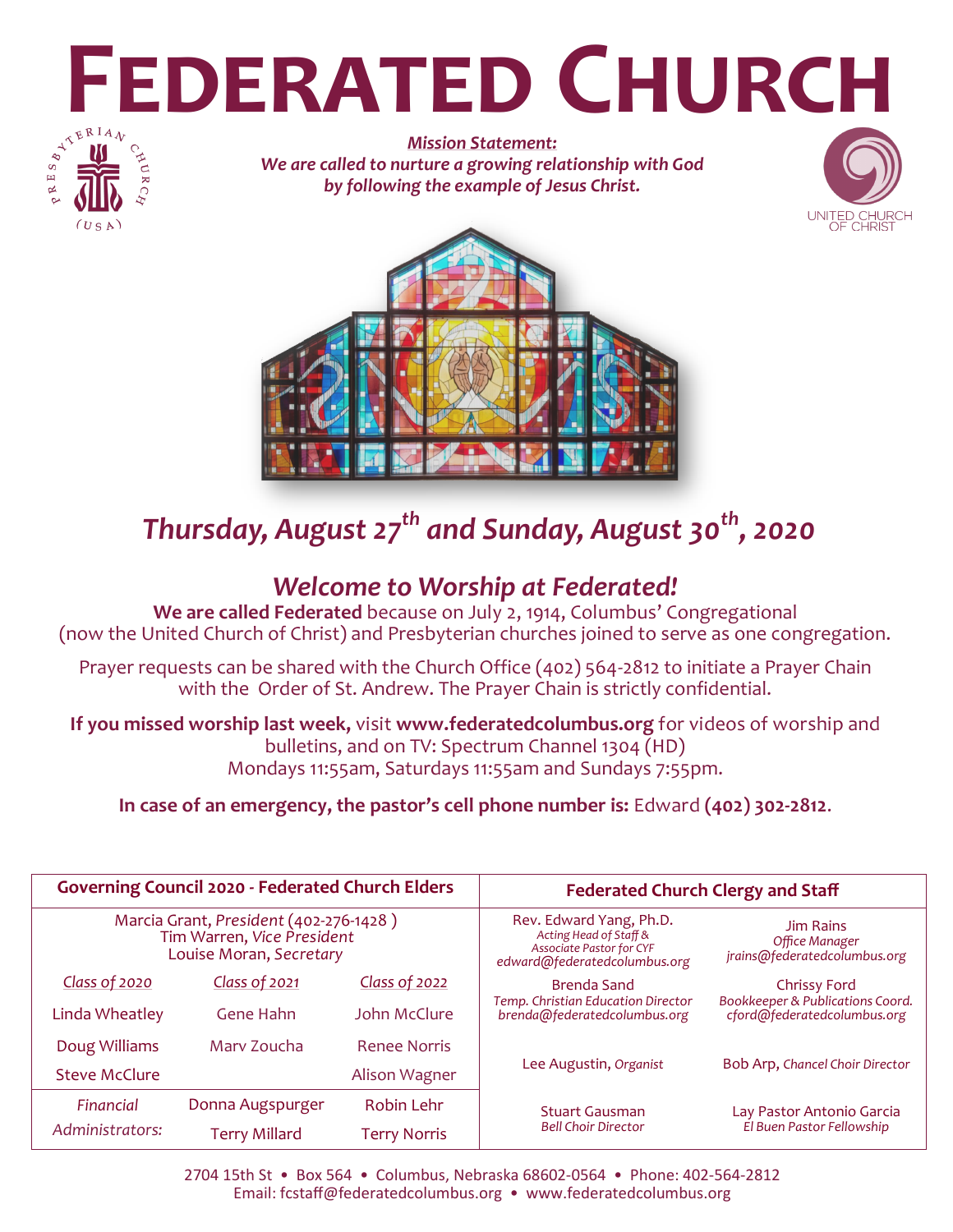# FEDERATED CHURCH

***Mission Statement:***
***We are called to nurture a growing relationship with God by following the example of Jesus Christ.***

PRESBYTERIAN CHURCH (USA)

UNITED CHURCH OF CHRIST

## *Thursday, August 27th and Sunday, August 30th, 2020*

## *Welcome to Worship at Federated!*

**We are called Federated** because on July 2, 1914, Columbus' Congregational (now the United Church of Christ) and Presbyterian churches joined to serve as one congregation.

Prayer requests can be shared with the Church Office (402) 564-2812 to initiate a Prayer Chain with the Order of St. Andrew. The Prayer Chain is strictly confidential.

**If you missed worship last week,** visit **www.federatedcolumbus.org** for videos of worship and bulletins, and on TV: Spectrum Channel 1304 (HD) Mondays 11:55am, Saturdays 11:55am and Sundays 7:55pm.

**In case of an emergency, the pastor's cell phone number is:** Edward **(402) 302-2812**.

| **Governing Council 2020 - Federated Church Elders** | | |
|---|---|---|
| Marcia Grant, *President* (402-276-1428) | | |
| Tim Warren, *Vice President* | | |
| Louise Moran, *Secretary* | | |
| *Class of 2020* | *Class of 2021* | *Class of 2022* |
| Linda Wheatley | Gene Hahn | John McClure |
| Doug Williams | Marv Zoucha | Renee Norris |
| Steve McClure | | Alison Wagner |
| *Financial Administrators:* | Donna Augspurger | Robin Lehr |
| | Terry Millard | Terry Norris |

| **Federated Church Clergy and Staff** | |
|---|---|
| Rev. Edward Yang, Ph.D.<br>*Acting Head of Staff & Associate Pastor for CYF*<br>*edward@federatedcolumbus.org* | Jim Rains<br>*Office Manager*<br>*jrains@federatedcolumbus.org* |
| Brenda Sand<br>*Temp. Christian Education Director*<br>*brenda@federatedcolumbus.org* | Chrissy Ford<br>*Bookkeeper & Publications Coord.*<br>*cford@federatedcolumbus.org* |
| Lee Augustin, *Organist* | Bob Arp, *Chancel Choir Director* |
| Stuart Gausman<br>*Bell Choir Director* | Lay Pastor Antonio Garcia<br>*El Buen Pastor Fellowship* |

2704 15th St • Box 564 • Columbus, Nebraska 68602-0564 • Phone: 402-564-2812
Email: fcstaff@federatedcolumbus.org • www.federatedcolumbus.org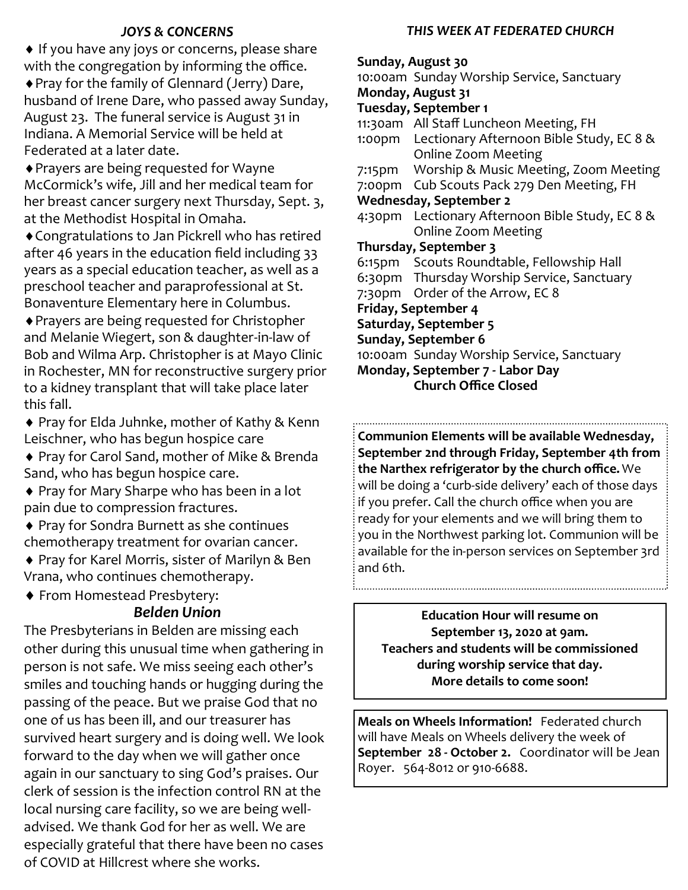### *JOYS & CONCERNS*

♦ If you have any joys or concerns, please share with the congregation by informing the office.

♦ Pray for the family of Glennard (Jerry) Dare, husband of Irene Dare, who passed away Sunday, August 23. The funeral service is August 31 in Indiana. A Memorial Service will be held at Federated at a later date.

♦ Prayers are being requested for Wayne McCormick's wife, Jill and her medical team for her breast cancer surgery next Thursday, Sept. 3, at the Methodist Hospital in Omaha.

♦ Congratulations to Jan Pickrell who has retired after 46 years in the education field including 33 years as a special education teacher, as well as a preschool teacher and paraprofessional at St. Bonaventure Elementary here in Columbus.

♦ Prayers are being requested for Christopher and Melanie Wiegert, son & daughter-in-law of Bob and Wilma Arp. Christopher is at Mayo Clinic in Rochester, MN for reconstructive surgery prior to a kidney transplant that will take place later this fall.

♦ Pray for Elda Juhnke, mother of Kathy & Kenn Leischner, who has begun hospice care

♦ Pray for Carol Sand, mother of Mike & Brenda Sand, who has begun hospice care.

♦ Pray for Mary Sharpe who has been in a lot pain due to compression fractures.

♦ Pray for Sondra Burnett as she continues chemotherapy treatment for ovarian cancer.

♦ Pray for Karel Morris, sister of Marilyn & Ben Vrana, who continues chemotherapy.

♦ From Homestead Presbytery:

*Belden Union*

The Presbyterians in Belden are missing each other during this unusual time when gathering in person is not safe. We miss seeing each other's smiles and touching hands or hugging during the passing of the peace. But we praise God that no one of us has been ill, and our treasurer has survived heart surgery and is doing well. We look forward to the day when we will gather once again in our sanctuary to sing God's praises. Our clerk of session is the infection control RN at the local nursing care facility, so we are being well-advised. We thank God for her as well. We are especially grateful that there have been no cases of COVID at Hillcrest where she works.

### *THIS WEEK AT FEDERATED CHURCH*

**Sunday, August 30**
10:00am Sunday Worship Service, Sanctuary

**Monday, August 31**

**Tuesday, September 1**
11:30am All Staff Luncheon Meeting, FH
1:00pm Lectionary Afternoon Bible Study, EC 8 & Online Zoom Meeting
7:15pm Worship & Music Meeting, Zoom Meeting
7:00pm Cub Scouts Pack 279 Den Meeting, FH

**Wednesday, September 2**
4:30pm Lectionary Afternoon Bible Study, EC 8 & Online Zoom Meeting

**Thursday, September 3**
6:15pm Scouts Roundtable, Fellowship Hall
6:30pm Thursday Worship Service, Sanctuary
7:30pm Order of the Arrow, EC 8

**Friday, September 4**

**Saturday, September 5**

**Sunday, September 6**
10:00am Sunday Worship Service, Sanctuary

**Monday, September 7 - Labor Day**
**Church Office Closed**

**Communion Elements will be available Wednesday, September 2nd through Friday, September 4th from the Narthex refrigerator by the church office.** We will be doing a 'curb-side delivery' each of those days if you prefer. Call the church office when you are ready for your elements and we will bring them to you in the Northwest parking lot. Communion will be available for the in-person services on September 3rd and 6th.

**Education Hour will resume on September 13, 2020 at 9am.**
**Teachers and students will be commissioned during worship service that day.**
**More details to come soon!**

**Meals on Wheels Information!** Federated church will have Meals on Wheels delivery the week of **September 28 - October 2.** Coordinator will be Jean Royer. 564-8012 or 910-6688.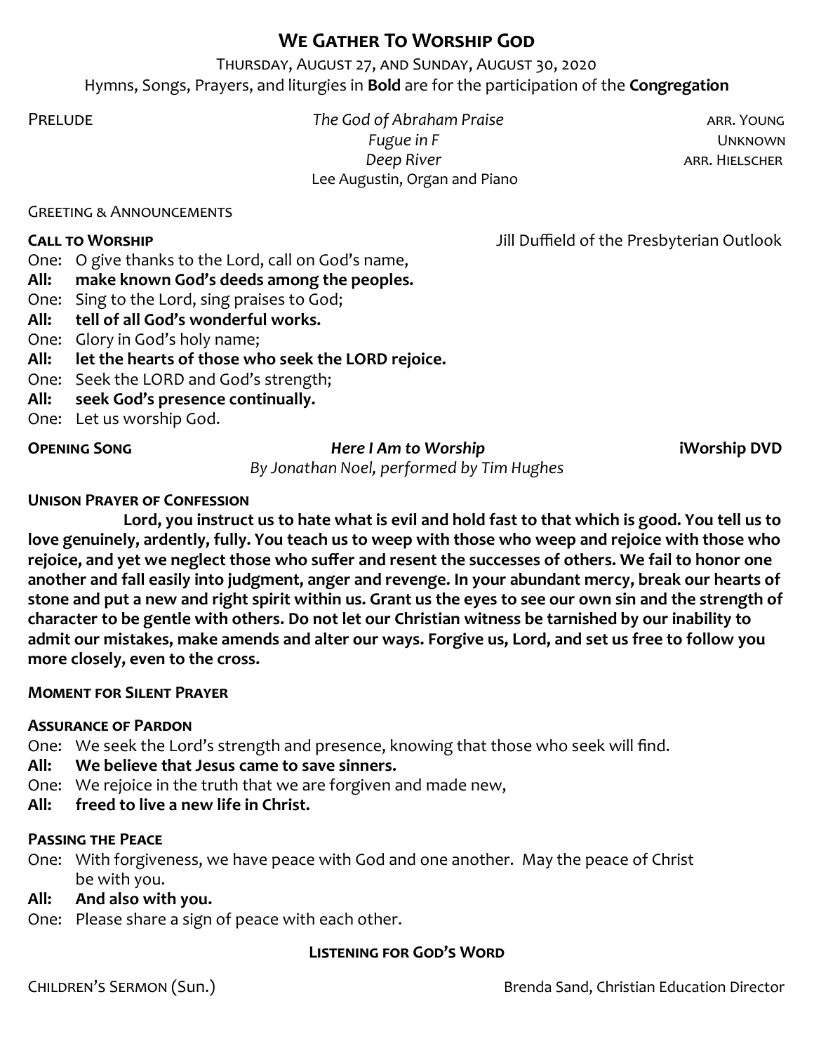# We Gather To Worship God

Thursday, August 27, and Sunday, August 30, 2020

Hymns, Songs, Prayers, and liturgies in **Bold** are for the participation of the **Congregation**

Prelude — *The God of Abraham Praise* — arr. Young
*Fugue in F* — Unknown
*Deep River* — arr. Hielscher
Lee Augustin, Organ and Piano

Greeting & Announcements

**Call to Worship** — Jill Duffield of the Presbyterian Outlook

One: O give thanks to the Lord, call on God's name,
**All: make known God's deeds among the peoples.**
One: Sing to the Lord, sing praises to God;
**All: tell of all God's wonderful works.**
One: Glory in God's holy name;
**All: let the hearts of those who seek the LORD rejoice.**
One: Seek the LORD and God's strength;
**All: seek God's presence continually.**
One: Let us worship God.

**Opening Song** — ***Here I Am to Worship*** — **iWorship DVD**
*By Jonathan Noel, performed by Tim Hughes*

**Unison Prayer of Confession**

**Lord, you instruct us to hate what is evil and hold fast to that which is good. You tell us to love genuinely, ardently, fully. You teach us to weep with those who weep and rejoice with those who rejoice, and yet we neglect those who suffer and resent the successes of others. We fail to honor one another and fall easily into judgment, anger and revenge. In your abundant mercy, break our hearts of stone and put a new and right spirit within us. Grant us the eyes to see our own sin and the strength of character to be gentle with others. Do not let our Christian witness be tarnished by our inability to admit our mistakes, make amends and alter our ways. Forgive us, Lord, and set us free to follow you more closely, even to the cross.**

**Moment for Silent Prayer**

**Assurance of Pardon**

One: We seek the Lord's strength and presence, knowing that those who seek will find.
**All: We believe that Jesus came to save sinners.**
One: We rejoice in the truth that we are forgiven and made new,
**All: freed to live a new life in Christ.**

**Passing the Peace**

One: With forgiveness, we have peace with God and one another. May the peace of Christ be with you.
**All: And also with you.**
One: Please share a sign of peace with each other.

## Listening for God's Word

Children's Sermon (Sun.) — Brenda Sand, Christian Education Director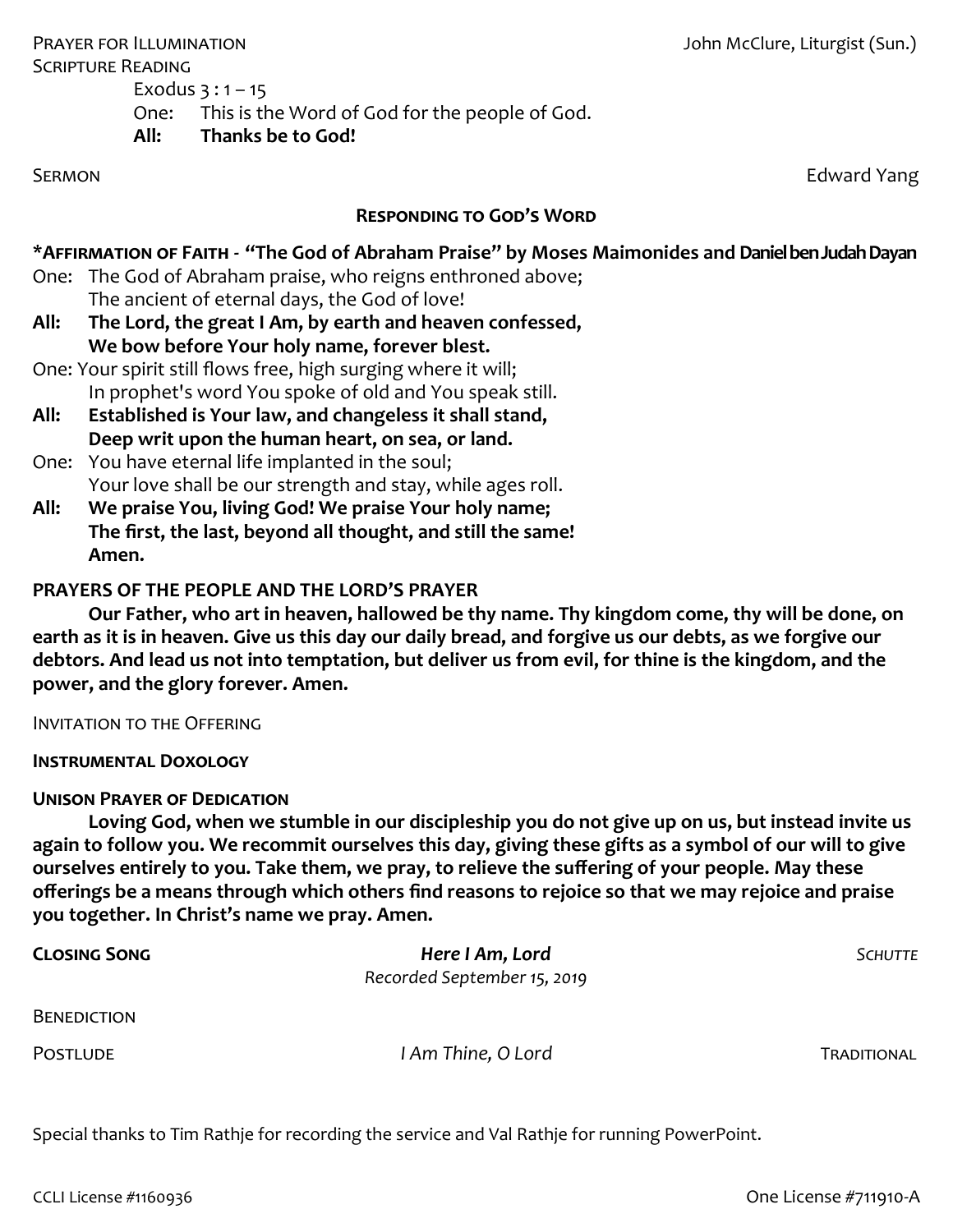Prayer for Illumination — John McClure, Liturgist (Sun.)

Scripture Reading

Exodus 3 : 1 – 15

One: This is the Word of God for the people of God.

**All: Thanks be to God!**

Sermon — Edward Yang

## Responding to God's Word

**\*Affirmation of Faith - "The God of Abraham Praise" by Moses Maimonides and Daniel ben Judah Dayan**

One: The God of Abraham praise, who reigns enthroned above;
The ancient of eternal days, the God of love!

**All: The Lord, the great I Am, by earth and heaven confessed,**
**We bow before Your holy name, forever blest.**

One: Your spirit still flows free, high surging where it will;
In prophet's word You spoke of old and You speak still.

**All: Established is Your law, and changeless it shall stand,**
**Deep writ upon the human heart, on sea, or land.**

One: You have eternal life implanted in the soul;
Your love shall be our strength and stay, while ages roll.

**All: We praise You, living God! We praise Your holy name;**
**The first, the last, beyond all thought, and still the same!**
**Amen.**

**PRAYERS OF THE PEOPLE AND THE LORD'S PRAYER**

**Our Father, who art in heaven, hallowed be thy name. Thy kingdom come, thy will be done, on earth as it is in heaven. Give us this day our daily bread, and forgive us our debts, as we forgive our debtors. And lead us not into temptation, but deliver us from evil, for thine is the kingdom, and the power, and the glory forever. Amen.**

Invitation to the Offering

**Instrumental Doxology**

**Unison Prayer of Dedication**

**Loving God, when we stumble in our discipleship you do not give up on us, but instead invite us again to follow you. We recommit ourselves this day, giving these gifts as a symbol of our will to give ourselves entirely to you. Take them, we pray, to relieve the suffering of your people. May these offerings be a means through which others find reasons to rejoice so that we may rejoice and praise you together. In Christ's name we pray. Amen.**

**Closing Song** — ***Here I Am, Lord*** — *Schutte*
*Recorded September 15, 2019*

Benediction

Postlude — *I Am Thine, O Lord* — Traditional

Special thanks to Tim Rathje for recording the service and Val Rathje for running PowerPoint.

CCLI License #1160936 — One License #711910-A